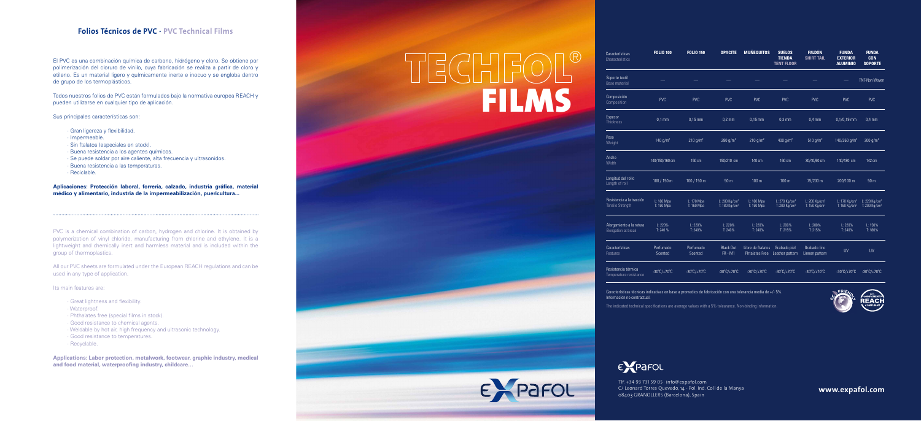## Folios Técnicos de PVC · PVC Technical Films

El PVC es una combinación química de carbono, hidrógeno y cloro. Se obtiene por polimerización del cloruro de vinilo, cuya fabricación se realiza a partir de cloro y etileno. Es un material ligero y químicamente inerte e inocuo y se engloba dentro de grupo de los termoplásticos.

Todos nuestros folios de PVC están formulados bajo la normativa europea REACH y pueden utilizarse en cualquier tipo de aplicación.

Sus principales características son:

- Gran ligereza y flexibilidad.
- Impermeable.
- Sin ftalatos (especiales en stock).
- Buena resistencia a los agentes químicos.
- Se puede soldar por aire caliente, alta frecuencia y ultrasonidos.
- Buena resistencia a las temperaturas.
- Reciclable.

**Aplicaciones: Protección laboral, forrería, calzado, industria gráfica, material médico y alimentario, industria de la impermeabilización, puericultura...**

PVC is a chemical combination of carbon, hydrogen and chlorine. It is obtained by polymerization of vinyl chloride, manufacturing from chlorine and ethylene. It is a lightweight and chemically inert and harmless material and is included within the group of thermoplastics.

All our PVC sheets are formulated under the European REACH regulations and can be used in any type of application.

Its main features are:

- Great lightness and flexibility.
- Waterproof.
- Phthalates free (special films in stock).
- Good resistance to chemical agents.
- Weldable by hot air, high frequency and ultrasonic technology.
- Good resistance to temperatures.
- Recyclable.

**Applications: Labor protection, metalwork, footwear, graphic industry, medical and food material, waterproofing industry, childcare...**

# TECHFOL® FILMS

| Características / Characteristics | FOLIO 100 | FOLIO 150 | OPACITE | MUÑEQUITOS | SUELOS TIENDA / TENT FLOOR | FALDÓN / SHIRT TAIL | FUNDA EXTERIOR ALUMINIO | FUNDA CON SOPORTE |
|---|---|---|---|---|---|---|---|---|
| Soporte textil / Base material | — | — | — | — | — | — | — | TNT-Non Woven |
| Composición / Composition | PVC | PVC | PVC | PVC | PVC | PVC | PVC | PVC |
| Espesor / Thickness | 0,1 mm | 0,15 mm | 0,2 mm | 0,15 mm | 0,3 mm | 0,4 mm | 0,1/0,19 mm | 0,4 mm |
| Peso / Weight | 140 g/m² | 210 g/m² | 280 g/m² | 210 g/m² | 400 g/m² | 510 g/m² | 140/260 g/m² | 300 g/m² |
| Ancho / Width | 140/150/160 cm | 150 cm | 150/210 cm | 140 cm | 160 cm | 30/40/60 cm | 140/180 cm | 142 cm |
| Longitud del rollo / Length of roll | 100 / 150 m | 100 / 150 m | 50 m | 100 m | 100 m | 75/200 m | 200/100 m | 50 m |
| Resistencia a la tracción / Tensile Strength | L: 180 Mpa T: 150 Mpa | L: 170 Mpa T: 160 Mpa | L: 200 Kg/cm² T: 180 Kg/cm² | L: 180 Mpa T: 150 Mpa | L: 270 Kg/cm² T: 200 Kg/cm² | L: 200 Kg/cm² T: 150 Kg/cm² | L: 170 Kg/cm² T: 160 Kg/cm² | L: 220 Kg/cm² T: 200 Kg/cm² |
| Alargamiento a la rotura / Elongation at break | L: 220% T: 240 % | L: 220% T: 240% | L: 220% T: 240% | L: 220% T: 240% | L: 280% T: 215% | L: 200% T: 215% | L: 220% T: 240% | L: 150% T: 180% |
| Características / Features | Perfumado Scented | Perfumado Scented | Black Out FR - M1 | Libre de ftalatos Phtalates Free | Grabado piel Leather pattern | Grabado lino Linnen pattern | UV | UV |
| Resistencia térmica / Temperature resistance | -30ºC/+70ºC | -30ºC/+70ºC | -30ºC/+70ºC | -30ºC/+70ºC | -30ºC/+70ºC | -30ºC/+70ºC | -30ºC/+70ºC | -30ºC/+70ºC |

Características técnicas indicativas en base a promedios de fabricación con una tolerancia media de +/- 5%. Información no contractual.

The indicated technical specifications are average values with a 5% tolearance. Non-binding information.

EXPAFOL

Tlf. +34 93 731 59 05 · info@expafol.com
C/ Leonard Torres Quevedo, 14 - Pol. Ind. Coll de la Manya
08403 GRANOLLERS (Barcelona), Spain

**www.expafol.com**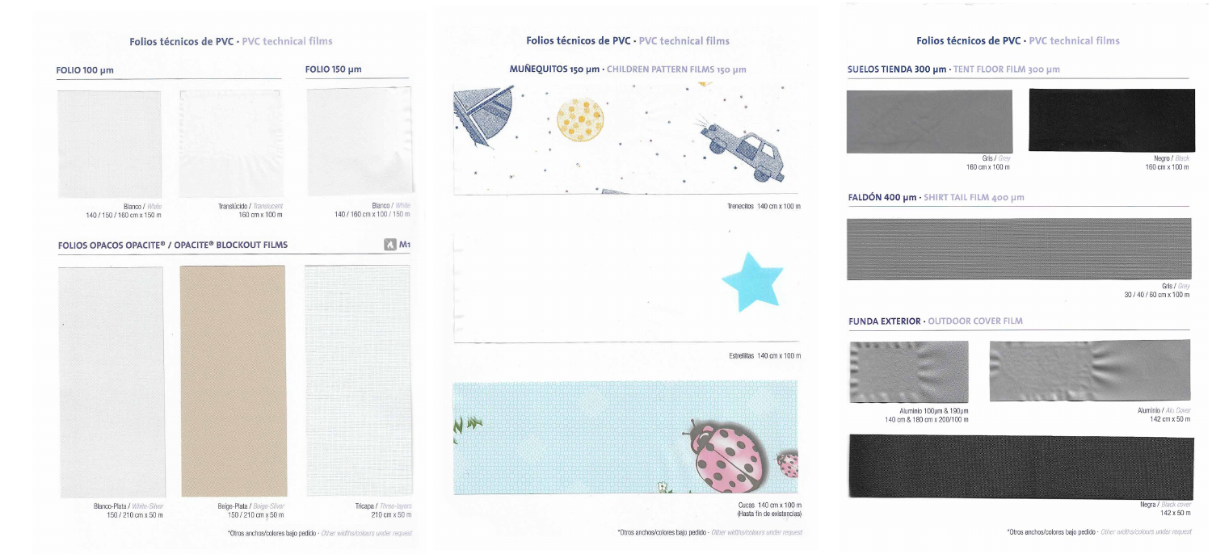## Folios técnicos de PVC · PVC technical films

### FOLIO 100 µm

Blanco / White
140 / 150 / 160 cm x 150 m

Translúcido / Translucent
160 cm x 100 m

### FOLIO 150 µm

Blanco / White
140 / 160 cm x 100 / 150 m

### FOLIOS OPACOS OPACITE® / OPACITE® BLOCKOUT FILMS

M1

Blanco-Plata / White-Silver
150 / 210 cm x 50 m

Beige-Plata / Beige-Silver
150 / 210 cm x 50 m

Tricapa / Three-layers
210 cm x 50 m

*Otros anchos/colores bajo pedido · Other widths/colours under request

## Folios técnicos de PVC · PVC technical films

### MUÑEQUITOS 150 µm · CHILDREN PATTERN FILMS 150 µm

Trenecitos 140 cm x 100 m

Estrellitas 140 cm x 100 m

Cucas 140 cm x 100 m
(Hasta fin de existencias)

*Otros anchos/colores bajo pedido · Other widths/colours under request

## Folios técnicos de PVC · PVC technical films

### SUELOS TIENDA 300 µm · TENT FLOOR FILM 300 µm

Gris / Grey
160 cm x 100 m

Negro / Black
160 cm x 100 m

### FALDÓN 400 µm · SHIRT TAIL FILM 400 µm

Gris / Grey
30 / 40 / 60 cm x 100 m

### FUNDA EXTERIOR · OUTDOOR COVER FILM

Aluminio 100µm & 190µm
140 cm & 180 cm x 200/100 m

Aluminio / Alu Cover
142 cm x 50 m

Negra / Black cover
142 x 50 m

*Otros anchos/colores bajo pedido · Other widths/colours under request